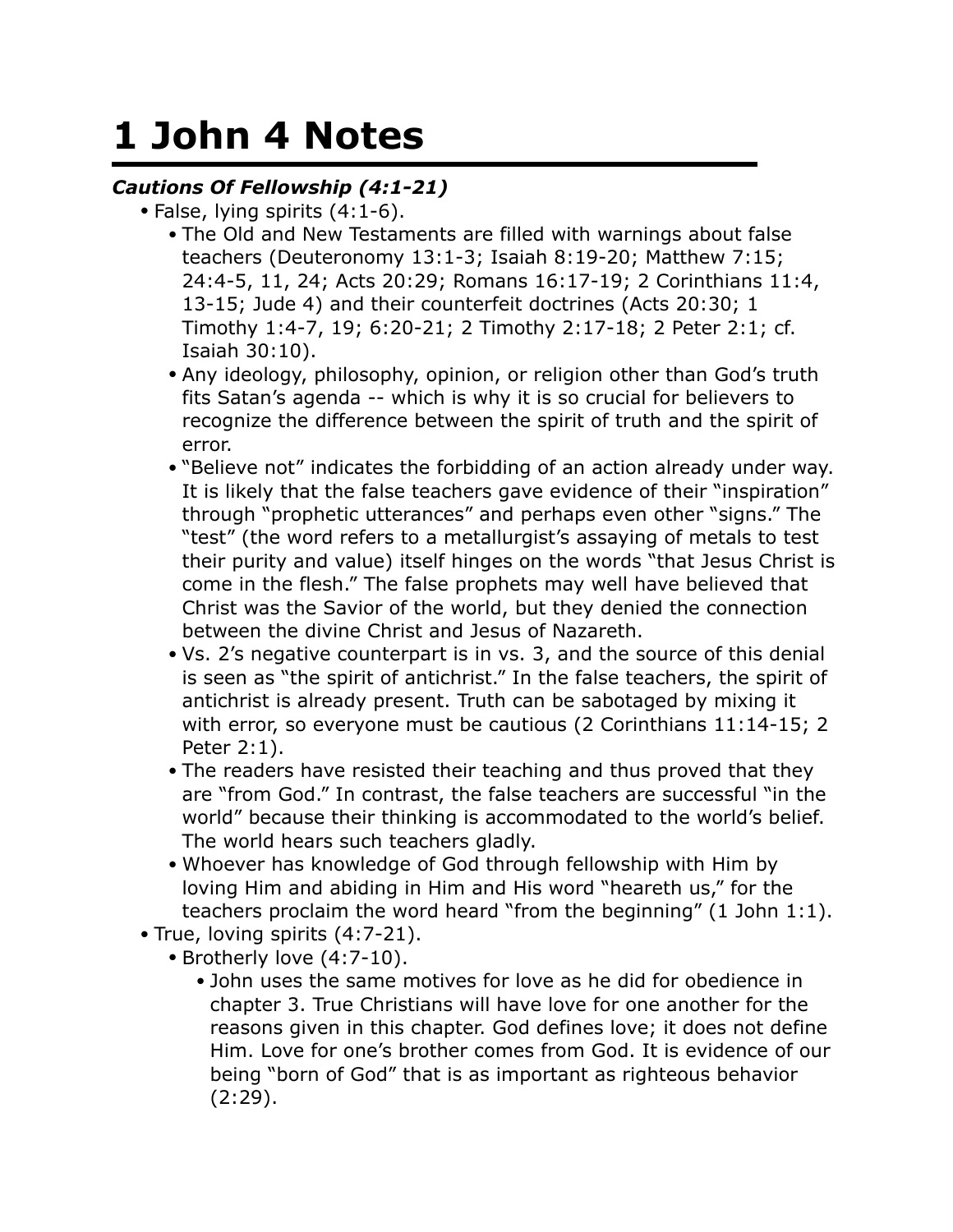# 1 John 4 Notes

***Cautions Of Fellowship (4:1-21)***

- False, lying spirits (4:1-6).
  - The Old and New Testaments are filled with warnings about false teachers (Deuteronomy 13:1-3; Isaiah 8:19-20; Matthew 7:15; 24:4-5, 11, 24; Acts 20:29; Romans 16:17-19; 2 Corinthians 11:4, 13-15; Jude 4) and their counterfeit doctrines (Acts 20:30; 1 Timothy 1:4-7, 19; 6:20-21; 2 Timothy 2:17-18; 2 Peter 2:1; cf. Isaiah 30:10).
  - Any ideology, philosophy, opinion, or religion other than God's truth fits Satan's agenda -- which is why it is so crucial for believers to recognize the difference between the spirit of truth and the spirit of error.
  - "Believe not" indicates the forbidding of an action already under way. It is likely that the false teachers gave evidence of their "inspiration" through "prophetic utterances" and perhaps even other "signs." The "test" (the word refers to a metallurgist's assaying of metals to test their purity and value) itself hinges on the words "that Jesus Christ is come in the flesh." The false prophets may well have believed that Christ was the Savior of the world, but they denied the connection between the divine Christ and Jesus of Nazareth.
  - Vs. 2's negative counterpart is in vs. 3, and the source of this denial is seen as "the spirit of antichrist." In the false teachers, the spirit of antichrist is already present. Truth can be sabotaged by mixing it with error, so everyone must be cautious (2 Corinthians 11:14-15; 2 Peter 2:1).
  - The readers have resisted their teaching and thus proved that they are "from God." In contrast, the false teachers are successful "in the world" because their thinking is accommodated to the world's belief. The world hears such teachers gladly.
  - Whoever has knowledge of God through fellowship with Him by loving Him and abiding in Him and His word "heareth us," for the teachers proclaim the word heard "from the beginning" (1 John 1:1).
- True, loving spirits (4:7-21).
  - Brotherly love (4:7-10).
    - John uses the same motives for love as he did for obedience in chapter 3. True Christians will have love for one another for the reasons given in this chapter. God defines love; it does not define Him. Love for one's brother comes from God. It is evidence of our being "born of God" that is as important as righteous behavior (2:29).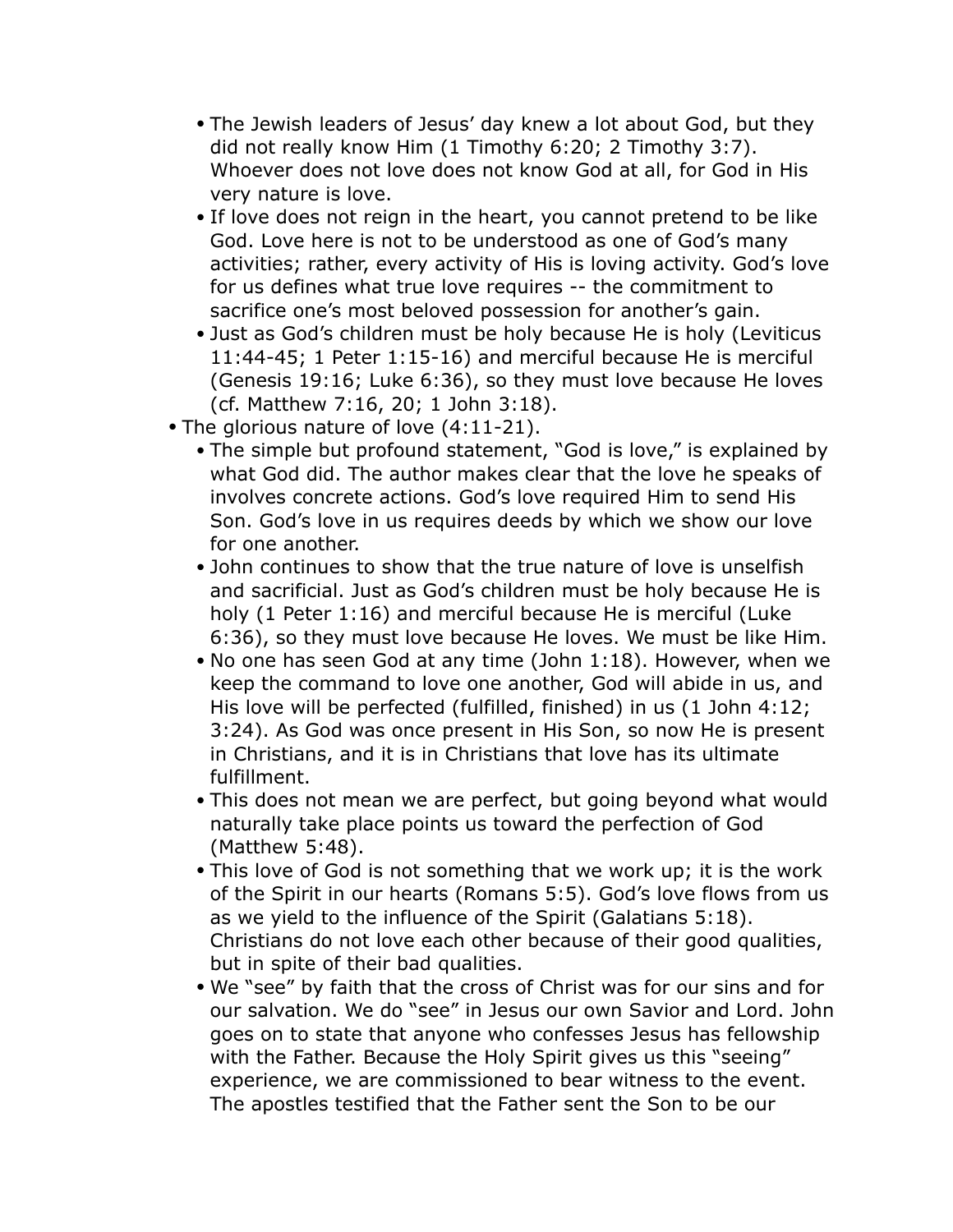- The Jewish leaders of Jesus' day knew a lot about God, but they did not really know Him (1 Timothy 6:20; 2 Timothy 3:7). Whoever does not love does not know God at all, for God in His very nature is love.
- If love does not reign in the heart, you cannot pretend to be like God. Love here is not to be understood as one of God's many activities; rather, every activity of His is loving activity. God's love for us defines what true love requires -- the commitment to sacrifice one's most beloved possession for another's gain.
- Just as God's children must be holy because He is holy (Leviticus 11:44-45; 1 Peter 1:15-16) and merciful because He is merciful (Genesis 19:16; Luke 6:36), so they must love because He loves (cf. Matthew 7:16, 20; 1 John 3:18).

- The glorious nature of love (4:11-21).
  - The simple but profound statement, "God is love," is explained by what God did. The author makes clear that the love he speaks of involves concrete actions. God's love required Him to send His Son. God's love in us requires deeds by which we show our love for one another.
  - John continues to show that the true nature of love is unselfish and sacrificial. Just as God's children must be holy because He is holy (1 Peter 1:16) and merciful because He is merciful (Luke 6:36), so they must love because He loves. We must be like Him.
  - No one has seen God at any time (John 1:18). However, when we keep the command to love one another, God will abide in us, and His love will be perfected (fulfilled, finished) in us (1 John 4:12; 3:24). As God was once present in His Son, so now He is present in Christians, and it is in Christians that love has its ultimate fulfillment.
  - This does not mean we are perfect, but going beyond what would naturally take place points us toward the perfection of God (Matthew 5:48).
  - This love of God is not something that we work up; it is the work of the Spirit in our hearts (Romans 5:5). God's love flows from us as we yield to the influence of the Spirit (Galatians 5:18). Christians do not love each other because of their good qualities, but in spite of their bad qualities.
  - We "see" by faith that the cross of Christ was for our sins and for our salvation. We do "see" in Jesus our own Savior and Lord. John goes on to state that anyone who confesses Jesus has fellowship with the Father. Because the Holy Spirit gives us this "seeing" experience, we are commissioned to bear witness to the event. The apostles testified that the Father sent the Son to be our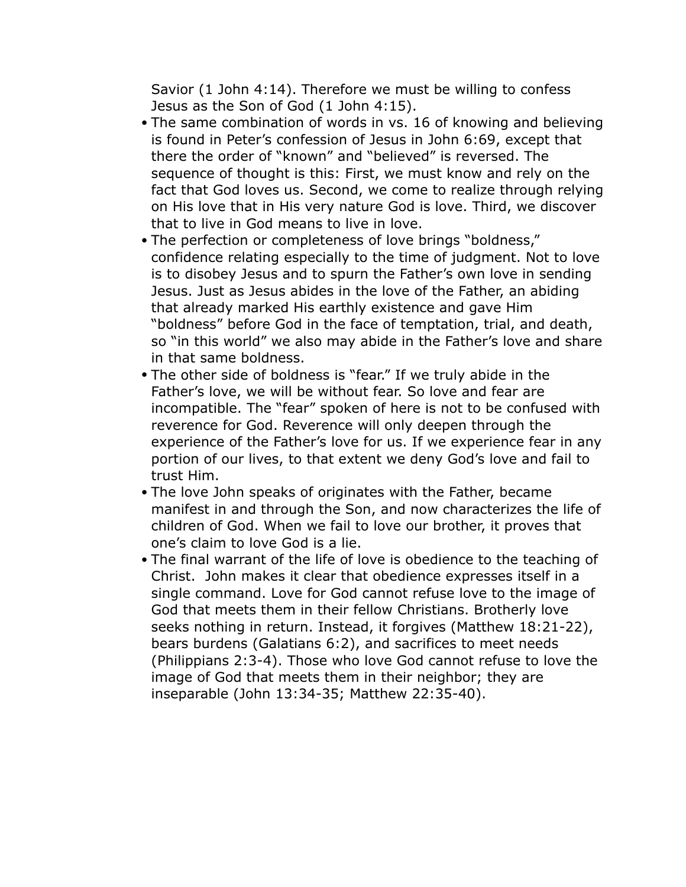Savior (1 John 4:14). Therefore we must be willing to confess Jesus as the Son of God (1 John 4:15).

- The same combination of words in vs. 16 of knowing and believing is found in Peter's confession of Jesus in John 6:69, except that there the order of "known" and "believed" is reversed. The sequence of thought is this: First, we must know and rely on the fact that God loves us. Second, we come to realize through relying on His love that in His very nature God is love. Third, we discover that to live in God means to live in love.
- The perfection or completeness of love brings "boldness," confidence relating especially to the time of judgment. Not to love is to disobey Jesus and to spurn the Father's own love in sending Jesus. Just as Jesus abides in the love of the Father, an abiding that already marked His earthly existence and gave Him "boldness" before God in the face of temptation, trial, and death, so "in this world" we also may abide in the Father's love and share in that same boldness.
- The other side of boldness is "fear." If we truly abide in the Father's love, we will be without fear. So love and fear are incompatible. The "fear" spoken of here is not to be confused with reverence for God. Reverence will only deepen through the experience of the Father's love for us. If we experience fear in any portion of our lives, to that extent we deny God's love and fail to trust Him.
- The love John speaks of originates with the Father, became manifest in and through the Son, and now characterizes the life of children of God. When we fail to love our brother, it proves that one's claim to love God is a lie.
- The final warrant of the life of love is obedience to the teaching of Christ. John makes it clear that obedience expresses itself in a single command. Love for God cannot refuse love to the image of God that meets them in their fellow Christians. Brotherly love seeks nothing in return. Instead, it forgives (Matthew 18:21-22), bears burdens (Galatians 6:2), and sacrifices to meet needs (Philippians 2:3-4). Those who love God cannot refuse to love the image of God that meets them in their neighbor; they are inseparable (John 13:34-35; Matthew 22:35-40).